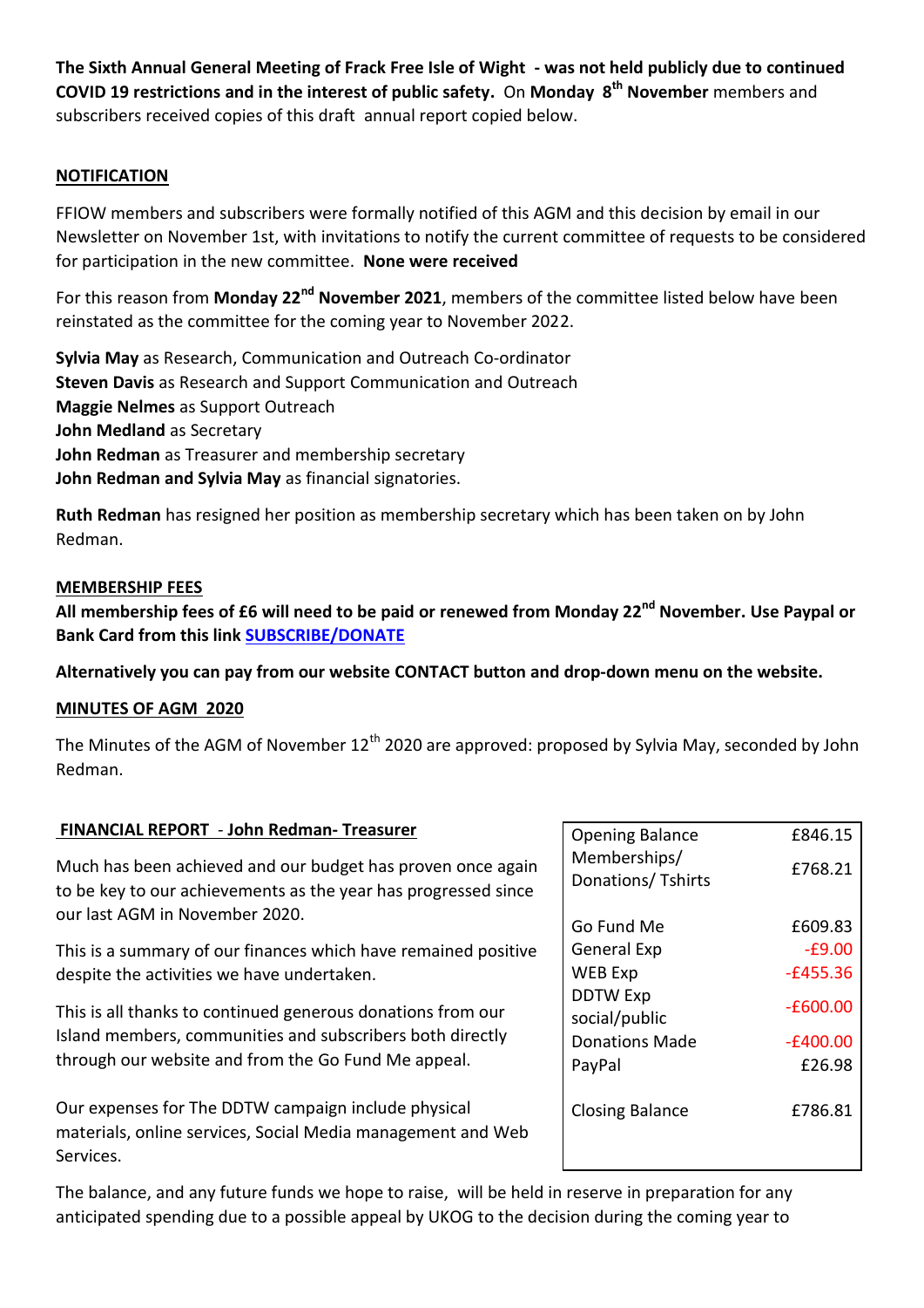**The Sixth Annual General Meeting of Frack Free Isle of Wight - was not held publicly due to continued COVID 19 restrictions and in the interest of public safety.** On **Monday 8th November** members and subscribers received copies of this draft annual report copied below.

## NOTIFICATION

FFIOW members and subscribers were formally notified of this AGM and this decision by email in our Newsletter on November 1st, with invitations to notify the current committee of requests to be considered for participation in the new committee. **None were received**

For this reason from **Monday 22nd November 2021**, members of the committee listed below have been reinstated as the committee for the coming year to November 2022.

**Sylvia May** as Research, Communication and Outreach Co-ordinator
**Steven Davis** as Research and Support Communication and Outreach
**Maggie Nelmes** as Support Outreach
**John Medland** as Secretary
**John Redman** as Treasurer and membership secretary
**John Redman and Sylvia May** as financial signatories.

**Ruth Redman** has resigned her position as membership secretary which has been taken on by John Redman.

## MEMBERSHIP FEES

**All membership fees of £6 will need to be paid or renewed from Monday 22nd November. Use Paypal or Bank Card from this link SUBSCRIBE/DONATE**

**Alternatively you can pay from our website CONTACT button and drop-down menu on the website.**

## MINUTES OF AGM 2020

The Minutes of the AGM of November 12th 2020 are approved: proposed by Sylvia May, seconded by John Redman.

## FINANCIAL REPORT - John Redman- Treasurer

Much has been achieved and our budget has proven once again to be key to our achievements as the year has progressed since our last AGM in November 2020.

This is a summary of our finances which have remained positive despite the activities we have undertaken.

This is all thanks to continued generous donations from our Island members, communities and subscribers both directly through our website and from the Go Fund Me appeal.

Our expenses for The DDTW campaign include physical materials, online services, Social Media management and Web Services.

| | |
|---|---|
| Opening Balance | £846.15 |
| Memberships/ Donations/ Tshirts | £768.21 |
| Go Fund Me | £609.83 |
| General Exp | -£9.00 |
| WEB Exp | -£455.36 |
| DDTW Exp social/public | -£600.00 |
| Donations Made | -£400.00 |
| PayPal | £26.98 |
| Closing Balance | £786.81 |

The balance, and any future funds we hope to raise, will be held in reserve in preparation for any anticipated spending due to a possible appeal by UKOG to the decision during the coming year to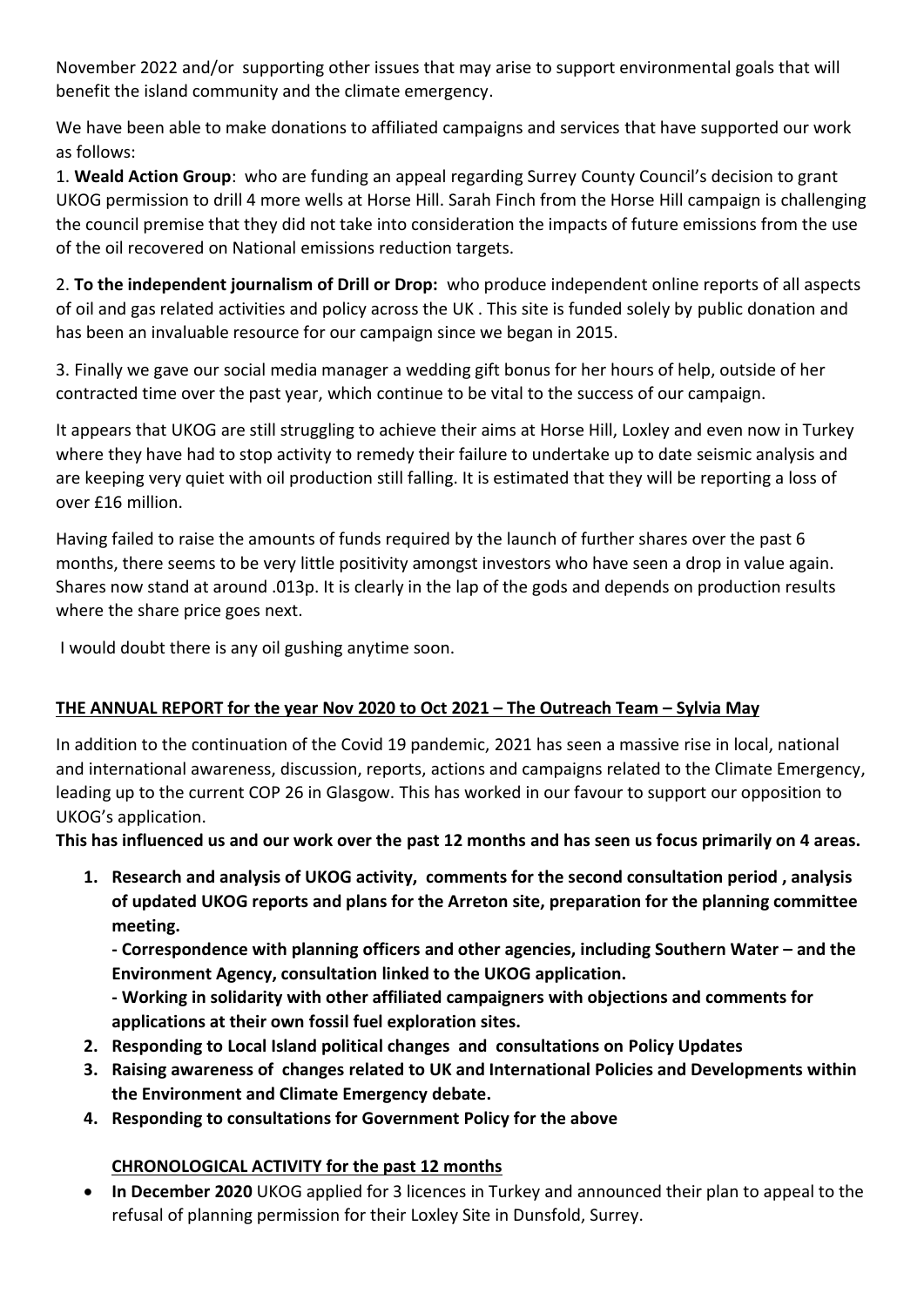November 2022 and/or supporting other issues that may arise to support environmental goals that will benefit the island community and the climate emergency.

We have been able to make donations to affiliated campaigns and services that have supported our work as follows:

1. **Weald Action Group**: who are funding an appeal regarding Surrey County Council's decision to grant UKOG permission to drill 4 more wells at Horse Hill. Sarah Finch from the Horse Hill campaign is challenging the council premise that they did not take into consideration the impacts of future emissions from the use of the oil recovered on National emissions reduction targets.

2. **To the independent journalism of Drill or Drop:** who produce independent online reports of all aspects of oil and gas related activities and policy across the UK . This site is funded solely by public donation and has been an invaluable resource for our campaign since we began in 2015.

3. Finally we gave our social media manager a wedding gift bonus for her hours of help, outside of her contracted time over the past year, which continue to be vital to the success of our campaign.

It appears that UKOG are still struggling to achieve their aims at Horse Hill, Loxley and even now in Turkey where they have had to stop activity to remedy their failure to undertake up to date seismic analysis and are keeping very quiet with oil production still falling. It is estimated that they will be reporting a loss of over £16 million.

Having failed to raise the amounts of funds required by the launch of further shares over the past 6 months, there seems to be very little positivity amongst investors who have seen a drop in value again. Shares now stand at around .013p. It is clearly in the lap of the gods and depends on production results where the share price goes next.

I would doubt there is any oil gushing anytime soon.

**THE ANNUAL REPORT for the year Nov 2020 to Oct 2021 – The Outreach Team – Sylvia May**

In addition to the continuation of the Covid 19 pandemic, 2021 has seen a massive rise in local, national and international awareness, discussion, reports, actions and campaigns related to the Climate Emergency, leading up to the current COP 26 in Glasgow. This has worked in our favour to support our opposition to UKOG's application.

**This has influenced us and our work over the past 12 months and has seen us focus primarily on 4 areas.**

1. **Research and analysis of UKOG activity, comments for the second consultation period , analysis of updated UKOG reports and plans for the Arreton site, preparation for the planning committee meeting.**

   **- Correspondence with planning officers and other agencies, including Southern Water – and the Environment Agency, consultation linked to the UKOG application.**

   **- Working in solidarity with other affiliated campaigners with objections and comments for applications at their own fossil fuel exploration sites.**
2. **Responding to Local Island political changes and consultations on Policy Updates**
3. **Raising awareness of changes related to UK and International Policies and Developments within the Environment and Climate Emergency debate.**
4. **Responding to consultations for Government Policy for the above**

**CHRONOLOGICAL ACTIVITY for the past 12 months**

- **In December 2020** UKOG applied for 3 licences in Turkey and announced their plan to appeal to the refusal of planning permission for their Loxley Site in Dunsfold, Surrey.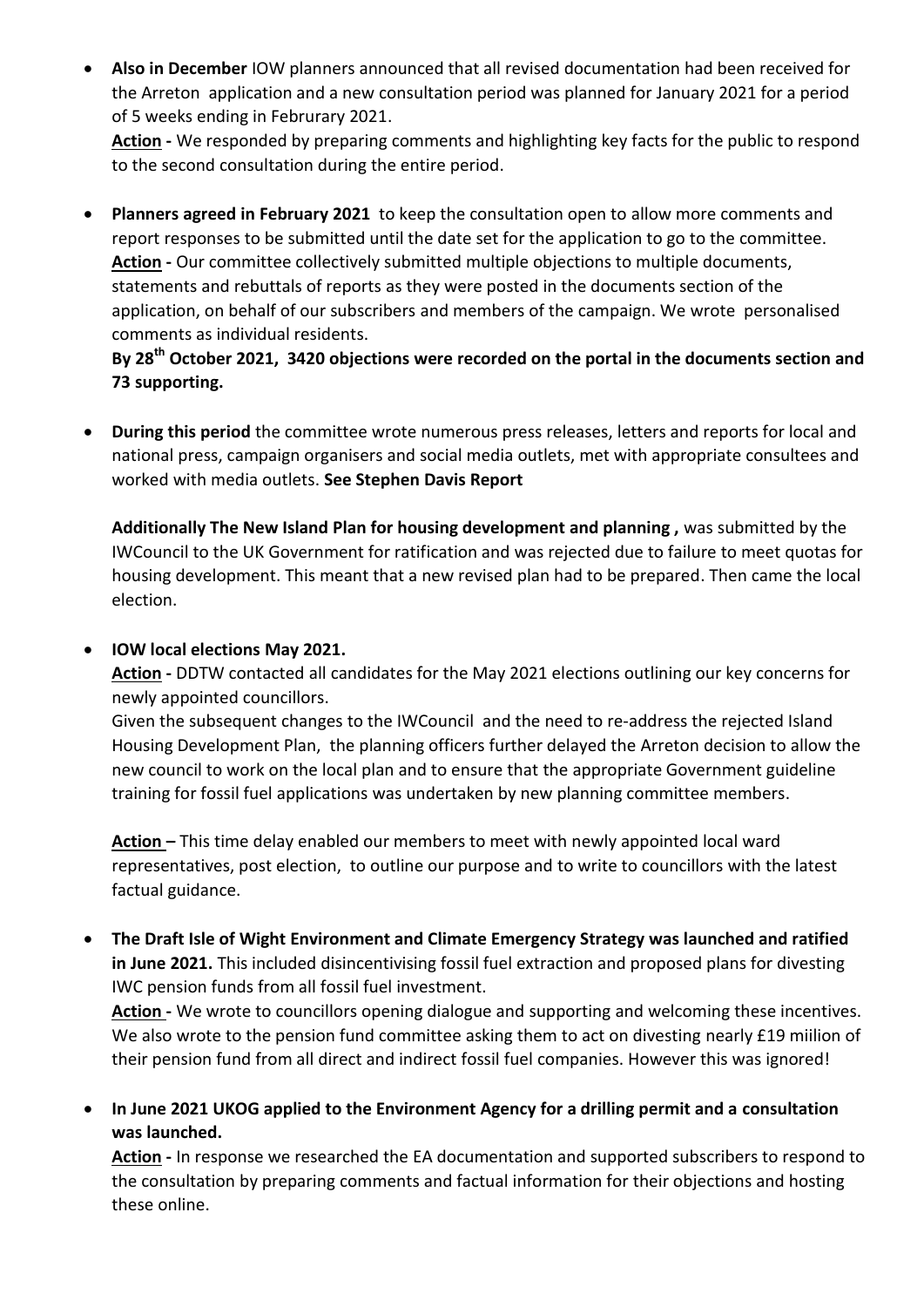- **Also in December** IOW planners announced that all revised documentation had been received for the Arreton application and a new consultation period was planned for January 2021 for a period of 5 weeks ending in Februrary 2021.
  **Action -** We responded by preparing comments and highlighting key facts for the public to respond to the second consultation during the entire period.

- **Planners agreed in February 2021** to keep the consultation open to allow more comments and report responses to be submitted until the date set for the application to go to the committee.
  **Action -** Our committee collectively submitted multiple objections to multiple documents, statements and rebuttals of reports as they were posted in the documents section of the application, on behalf of our subscribers and members of the campaign. We wrote personalised comments as individual residents.
  **By 28th October 2021, 3420 objections were recorded on the portal in the documents section and 73 supporting.**

- **During this period** the committee wrote numerous press releases, letters and reports for local and national press, campaign organisers and social media outlets, met with appropriate consultees and worked with media outlets. **See Stephen Davis Report**

  **Additionally The New Island Plan for housing development and planning ,** was submitted by the IWCouncil to the UK Government for ratification and was rejected due to failure to meet quotas for housing development. This meant that a new revised plan had to be prepared. Then came the local election.

- **IOW local elections May 2021.**
  **Action -** DDTW contacted all candidates for the May 2021 elections outlining our key concerns for newly appointed councillors.
  Given the subsequent changes to the IWCouncil and the need to re-address the rejected Island Housing Development Plan, the planning officers further delayed the Arreton decision to allow the new council to work on the local plan and to ensure that the appropriate Government guideline training for fossil fuel applications was undertaken by new planning committee members.

  **Action –** This time delay enabled our members to meet with newly appointed local ward representatives, post election, to outline our purpose and to write to councillors with the latest factual guidance.

- **The Draft Isle of Wight Environment and Climate Emergency Strategy was launched and ratified in June 2021.** This included disincentivising fossil fuel extraction and proposed plans for divesting IWC pension funds from all fossil fuel investment.
  **Action -** We wrote to councillors opening dialogue and supporting and welcoming these incentives. We also wrote to the pension fund committee asking them to act on divesting nearly £19 miilion of their pension fund from all direct and indirect fossil fuel companies. However this was ignored!

- **In June 2021 UKOG applied to the Environment Agency for a drilling permit and a consultation was launched.**
  **Action -** In response we researched the EA documentation and supported subscribers to respond to the consultation by preparing comments and factual information for their objections and hosting these online.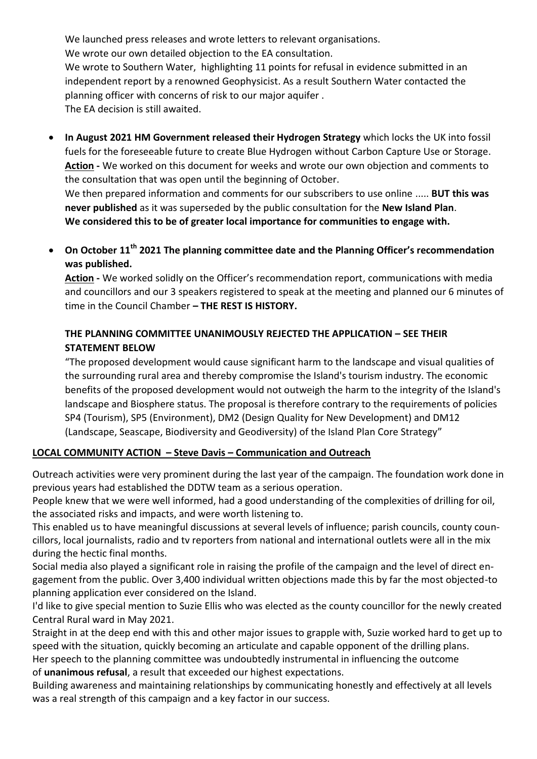We launched press releases and wrote letters to relevant organisations.
We wrote our own detailed objection to the EA consultation.
We wrote to Southern Water, highlighting 11 points for refusal in evidence submitted in an independent report by a renowned Geophysicist. As a result Southern Water contacted the planning officer with concerns of risk to our major aquifer .
The EA decision is still awaited.

- **In August 2021 HM Government released their Hydrogen Strategy** which locks the UK into fossil fuels for the foreseeable future to create Blue Hydrogen without Carbon Capture Use or Storage.
  **Action -** We worked on this document for weeks and wrote our own objection and comments to the consultation that was open until the beginning of October.
  We then prepared information and comments for our subscribers to use online ..... **BUT this was never published** as it was superseded by the public consultation for the **New Island Plan**.
  **We considered this to be of greater local importance for communities to engage with.**

- **On October 11th 2021 The planning committee date and the Planning Officer's recommendation was published.**
  **Action -** We worked solidly on the Officer's recommendation report, communications with media and councillors and our 3 speakers registered to speak at the meeting and planned our 6 minutes of time in the Council Chamber **– THE REST IS HISTORY.**

  **THE PLANNING COMMITTEE UNANIMOUSLY REJECTED THE APPLICATION – SEE THEIR STATEMENT BELOW**

  "The proposed development would cause significant harm to the landscape and visual qualities of the surrounding rural area and thereby compromise the Island's tourism industry. The economic benefits of the proposed development would not outweigh the harm to the integrity of the Island's landscape and Biosphere status. The proposal is therefore contrary to the requirements of policies SP4 (Tourism), SP5 (Environment), DM2 (Design Quality for New Development) and DM12 (Landscape, Seascape, Biodiversity and Geodiversity) of the Island Plan Core Strategy"

## LOCAL COMMUNITY ACTION – Steve Davis – Communication and Outreach

Outreach activities were very prominent during the last year of the campaign. The foundation work done in previous years had established the DDTW team as a serious operation.
People knew that we were well informed, had a good understanding of the complexities of drilling for oil, the associated risks and impacts, and were worth listening to.
This enabled us to have meaningful discussions at several levels of influence; parish councils, county councillors, local journalists, radio and tv reporters from national and international outlets were all in the mix during the hectic final months.
Social media also played a significant role in raising the profile of the campaign and the level of direct engagement from the public. Over 3,400 individual written objections made this by far the most objected-to planning application ever considered on the Island.
I'd like to give special mention to Suzie Ellis who was elected as the county councillor for the newly created Central Rural ward in May 2021.
Straight in at the deep end with this and other major issues to grapple with, Suzie worked hard to get up to speed with the situation, quickly becoming an articulate and capable opponent of the drilling plans.
Her speech to the planning committee was undoubtedly instrumental in influencing the outcome of **unanimous refusal**, a result that exceeded our highest expectations.
Building awareness and maintaining relationships by communicating honestly and effectively at all levels was a real strength of this campaign and a key factor in our success.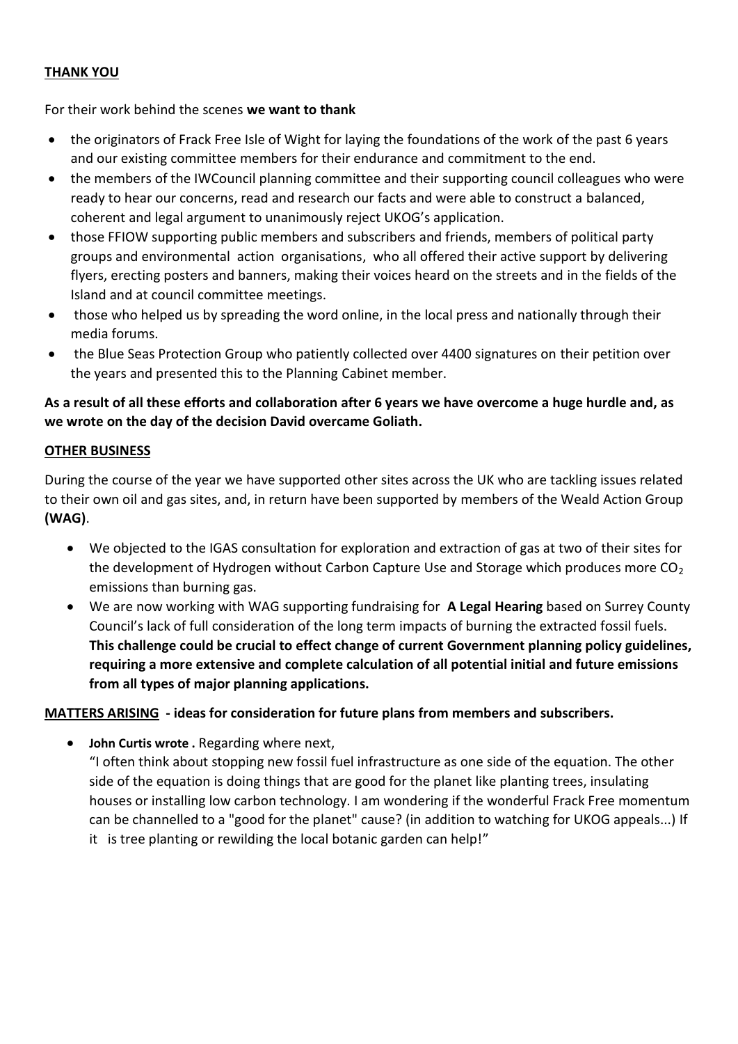**<u>THANK YOU</u>**

For their work behind the scenes **we want to thank**

- the originators of Frack Free Isle of Wight for laying the foundations of the work of the past 6 years and our existing committee members for their endurance and commitment to the end.
- the members of the IWCouncil planning committee and their supporting council colleagues who were ready to hear our concerns, read and research our facts and were able to construct a balanced, coherent and legal argument to unanimously reject UKOG's application.
- those FFIOW supporting public members and subscribers and friends, members of political party groups and environmental action organisations, who all offered their active support by delivering flyers, erecting posters and banners, making their voices heard on the streets and in the fields of the Island and at council committee meetings.
- those who helped us by spreading the word online, in the local press and nationally through their media forums.
- the Blue Seas Protection Group who patiently collected over 4400 signatures on their petition over the years and presented this to the Planning Cabinet member.

**As a result of all these efforts and collaboration after 6 years we have overcome a huge hurdle and, as we wrote on the day of the decision David overcame Goliath.**

**<u>OTHER BUSINESS</u>**

During the course of the year we have supported other sites across the UK who are tackling issues related to their own oil and gas sites, and, in return have been supported by members of the Weald Action Group **(WAG)**.

- We objected to the IGAS consultation for exploration and extraction of gas at two of their sites for the development of Hydrogen without Carbon Capture Use and Storage which produces more $CO_2$ emissions than burning gas.
- We are now working with WAG supporting fundraising for **A Legal Hearing** based on Surrey County Council's lack of full consideration of the long term impacts of burning the extracted fossil fuels. **This challenge could be crucial to effect change of current Government planning policy guidelines, requiring a more extensive and complete calculation of all potential initial and future emissions from all types of major planning applications.**

**<u>MATTERS ARISING</u> - ideas for consideration for future plans from members and subscribers.**

- **John Curtis wrote .** Regarding where next,
  "I often think about stopping new fossil fuel infrastructure as one side of the equation. The other side of the equation is doing things that are good for the planet like planting trees, insulating houses or installing low carbon technology. I am wondering if the wonderful Frack Free momentum can be channelled to a "good for the planet" cause? (in addition to watching for UKOG appeals...) If it is tree planting or rewilding the local botanic garden can help!"